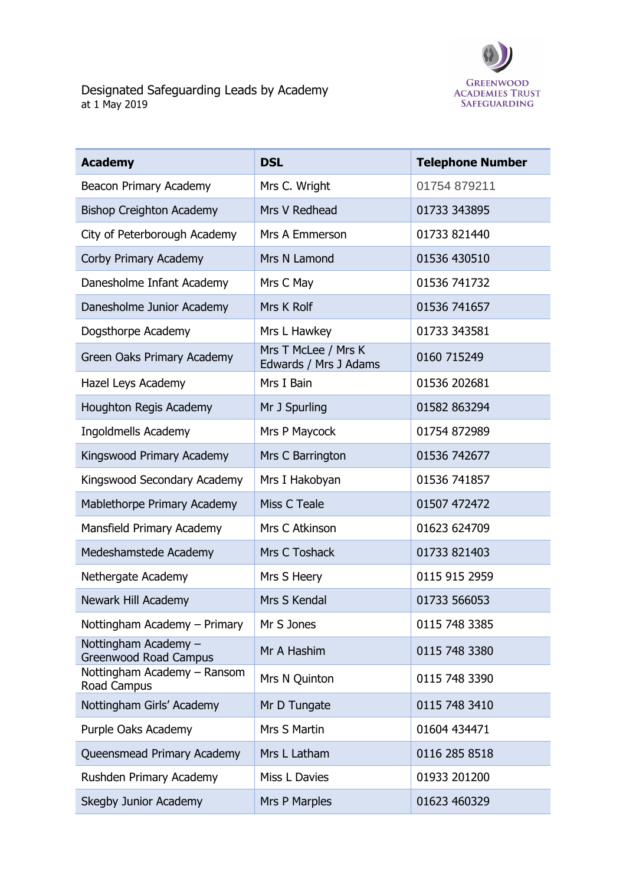# Designated Safeguarding Leads by Academy

at 1 May 2019

Greenwood Academies Trust Safeguarding

| Academy | DSL | Telephone Number |
|---|---|---|
| Beacon Primary Academy | Mrs C. Wright | 01754 879211 |
| Bishop Creighton Academy | Mrs V Redhead | 01733 343895 |
| City of Peterborough Academy | Mrs A Emmerson | 01733 821440 |
| Corby Primary Academy | Mrs N Lamond | 01536 430510 |
| Danesholme Infant Academy | Mrs C May | 01536 741732 |
| Danesholme Junior Academy | Mrs K Rolf | 01536 741657 |
| Dogsthorpe Academy | Mrs L Hawkey | 01733 343581 |
| Green Oaks Primary Academy | Mrs T McLee / Mrs K Edwards / Mrs J Adams | 0160 715249 |
| Hazel Leys Academy | Mrs I Bain | 01536 202681 |
| Houghton Regis Academy | Mr J Spurling | 01582 863294 |
| Ingoldmells Academy | Mrs P Maycock | 01754 872989 |
| Kingswood Primary Academy | Mrs C Barrington | 01536 742677 |
| Kingswood Secondary Academy | Mrs I Hakobyan | 01536 741857 |
| Mablethorpe Primary Academy | Miss C Teale | 01507 472472 |
| Mansfield Primary Academy | Mrs C Atkinson | 01623 624709 |
| Medeshamstede Academy | Mrs C Toshack | 01733 821403 |
| Nethergate Academy | Mrs S Heery | 0115 915 2959 |
| Newark Hill Academy | Mrs S Kendal | 01733 566053 |
| Nottingham Academy – Primary | Mr S Jones | 0115 748 3385 |
| Nottingham Academy – Greenwood Road Campus | Mr A Hashim | 0115 748 3380 |
| Nottingham Academy – Ransom Road Campus | Mrs N Quinton | 0115 748 3390 |
| Nottingham Girls' Academy | Mr D Tungate | 0115 748 3410 |
| Purple Oaks Academy | Mrs S Martin | 01604 434471 |
| Queensmead Primary Academy | Mrs L Latham | 0116 285 8518 |
| Rushden Primary Academy | Miss L Davies | 01933 201200 |
| Skegby Junior Academy | Mrs P Marples | 01623 460329 |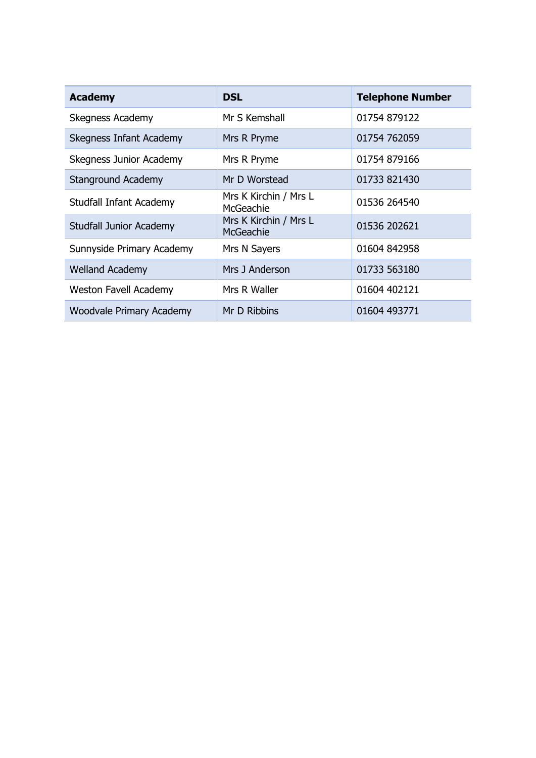| Academy | DSL | Telephone Number |
|---|---|---|
| Skegness Academy | Mr S Kemshall | 01754 879122 |
| Skegness Infant Academy | Mrs R Pryme | 01754 762059 |
| Skegness Junior Academy | Mrs R Pryme | 01754 879166 |
| Stanground Academy | Mr D Worstead | 01733 821430 |
| Studfall Infant Academy | Mrs K Kirchin / Mrs L McGeachie | 01536 264540 |
| Studfall Junior Academy | Mrs K Kirchin / Mrs L McGeachie | 01536 202621 |
| Sunnyside Primary Academy | Mrs N Sayers | 01604 842958 |
| Welland Academy | Mrs J Anderson | 01733 563180 |
| Weston Favell Academy | Mrs R Waller | 01604 402121 |
| Woodvale Primary Academy | Mr D Ribbins | 01604 493771 |